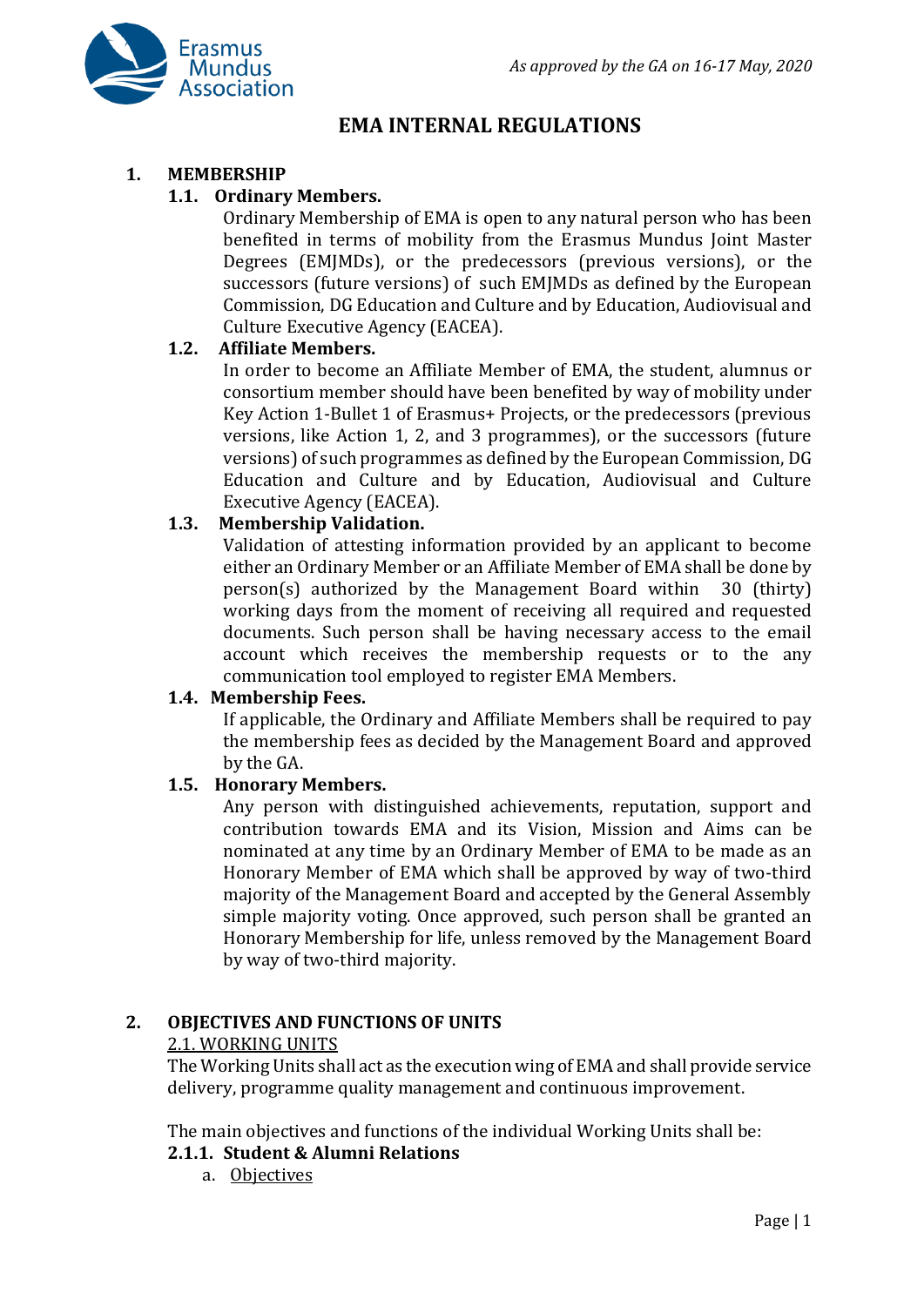*As approved by the GA on 16-17 May, 2020*

# EMA INTERNAL REGULATIONS

## 1. MEMBERSHIP

### 1.1. Ordinary Members.

Ordinary Membership of EMA is open to any natural person who has been benefited in terms of mobility from the Erasmus Mundus Joint Master Degrees (EMJMDs), or the predecessors (previous versions), or the successors (future versions) of such EMJMDs as defined by the European Commission, DG Education and Culture and by Education, Audiovisual and Culture Executive Agency (EACEA).

### 1.2. Affiliate Members.

In order to become an Affiliate Member of EMA, the student, alumnus or consortium member should have been benefited by way of mobility under Key Action 1-Bullet 1 of Erasmus+ Projects, or the predecessors (previous versions, like Action 1, 2, and 3 programmes), or the successors (future versions) of such programmes as defined by the European Commission, DG Education and Culture and by Education, Audiovisual and Culture Executive Agency (EACEA).

### 1.3. Membership Validation.

Validation of attesting information provided by an applicant to become either an Ordinary Member or an Affiliate Member of EMA shall be done by person(s) authorized by the Management Board within 30 (thirty) working days from the moment of receiving all required and requested documents. Such person shall be having necessary access to the email account which receives the membership requests or to the any communication tool employed to register EMA Members.

### 1.4. Membership Fees.

If applicable, the Ordinary and Affiliate Members shall be required to pay the membership fees as decided by the Management Board and approved by the GA.

### 1.5. Honorary Members.

Any person with distinguished achievements, reputation, support and contribution towards EMA and its Vision, Mission and Aims can be nominated at any time by an Ordinary Member of EMA to be made as an Honorary Member of EMA which shall be approved by way of two-third majority of the Management Board and accepted by the General Assembly simple majority voting. Once approved, such person shall be granted an Honorary Membership for life, unless removed by the Management Board by way of two-third majority.

## 2. OBJECTIVES AND FUNCTIONS OF UNITS

### 2.1. WORKING UNITS

The Working Units shall act as the execution wing of EMA and shall provide service delivery, programme quality management and continuous improvement.

The main objectives and functions of the individual Working Units shall be:

#### 2.1.1. Student & Alumni Relations

a. Objectives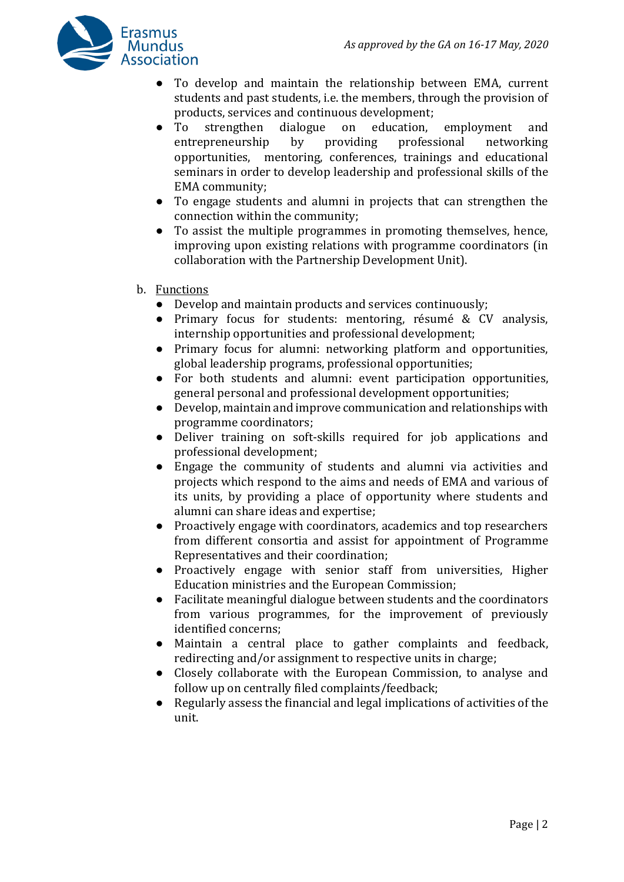- To develop and maintain the relationship between EMA, current students and past students, i.e. the members, through the provision of products, services and continuous development;
- To strengthen dialogue on education, employment and entrepreneurship by providing professional networking opportunities, mentoring, conferences, trainings and educational seminars in order to develop leadership and professional skills of the EMA community;
- To engage students and alumni in projects that can strengthen the connection within the community;
- To assist the multiple programmes in promoting themselves, hence, improving upon existing relations with programme coordinators (in collaboration with the Partnership Development Unit).

b. <u>Functions</u>

- Develop and maintain products and services continuously;
- Primary focus for students: mentoring, résumé & CV analysis, internship opportunities and professional development;
- Primary focus for alumni: networking platform and opportunities, global leadership programs, professional opportunities;
- For both students and alumni: event participation opportunities, general personal and professional development opportunities;
- Develop, maintain and improve communication and relationships with programme coordinators;
- Deliver training on soft-skills required for job applications and professional development;
- Engage the community of students and alumni via activities and projects which respond to the aims and needs of EMA and various of its units, by providing a place of opportunity where students and alumni can share ideas and expertise;
- Proactively engage with coordinators, academics and top researchers from different consortia and assist for appointment of Programme Representatives and their coordination;
- Proactively engage with senior staff from universities, Higher Education ministries and the European Commission;
- Facilitate meaningful dialogue between students and the coordinators from various programmes, for the improvement of previously identified concerns;
- Maintain a central place to gather complaints and feedback, redirecting and/or assignment to respective units in charge;
- Closely collaborate with the European Commission, to analyse and follow up on centrally filed complaints/feedback;
- Regularly assess the financial and legal implications of activities of the unit.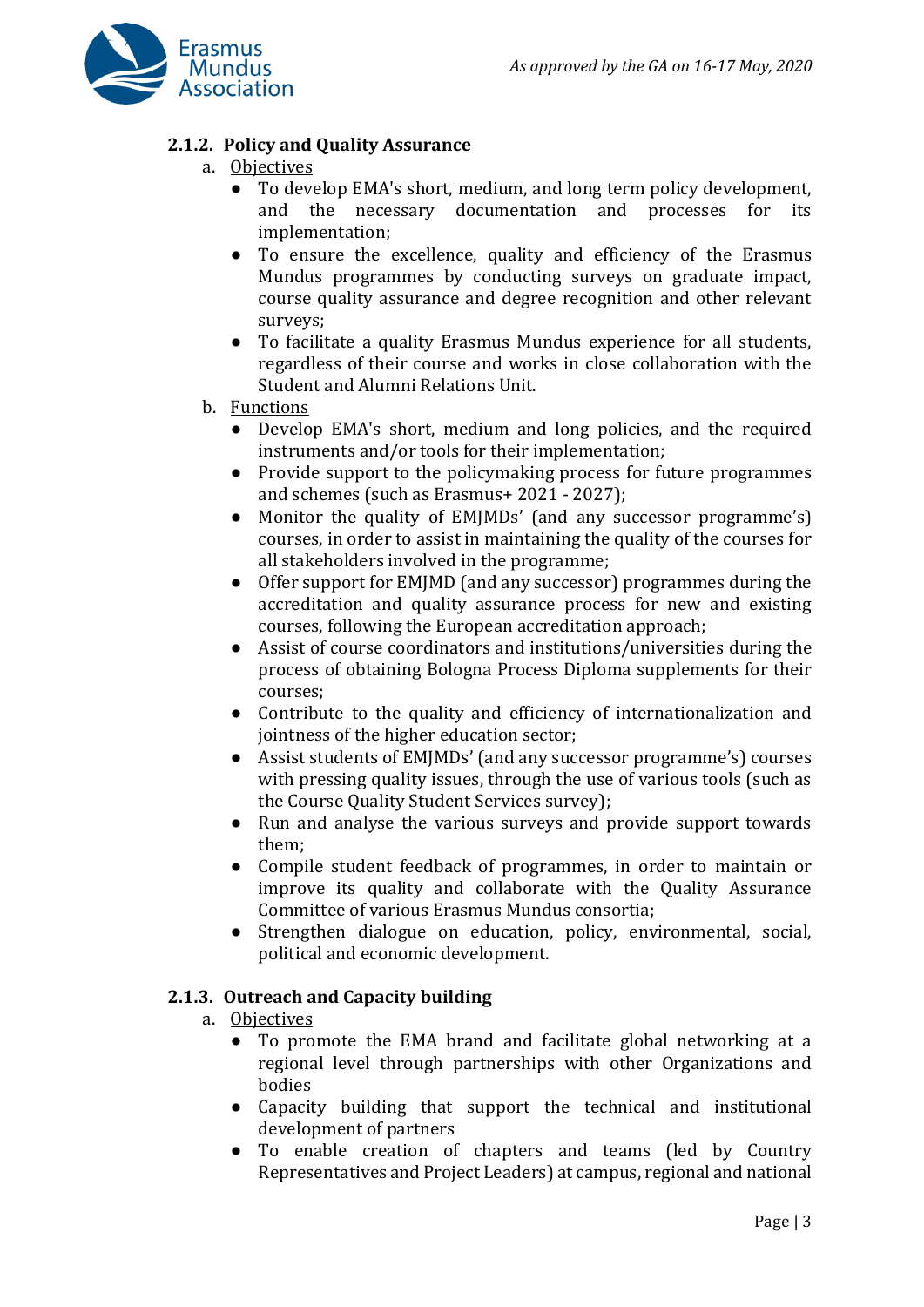### 2.1.2. Policy and Quality Assurance

a. Objectives
- To develop EMA's short, medium, and long term policy development, and the necessary documentation and processes for its implementation;
- To ensure the excellence, quality and efficiency of the Erasmus Mundus programmes by conducting surveys on graduate impact, course quality assurance and degree recognition and other relevant surveys;
- To facilitate a quality Erasmus Mundus experience for all students, regardless of their course and works in close collaboration with the Student and Alumni Relations Unit.

b. Functions
- Develop EMA's short, medium and long policies, and the required instruments and/or tools for their implementation;
- Provide support to the policymaking process for future programmes and schemes (such as Erasmus+ 2021 - 2027);
- Monitor the quality of EMJMDs' (and any successor programme's) courses, in order to assist in maintaining the quality of the courses for all stakeholders involved in the programme;
- Offer support for EMJMD (and any successor) programmes during the accreditation and quality assurance process for new and existing courses, following the European accreditation approach;
- Assist of course coordinators and institutions/universities during the process of obtaining Bologna Process Diploma supplements for their courses;
- Contribute to the quality and efficiency of internationalization and jointness of the higher education sector;
- Assist students of EMJMDs' (and any successor programme's) courses with pressing quality issues, through the use of various tools (such as the Course Quality Student Services survey);
- Run and analyse the various surveys and provide support towards them;
- Compile student feedback of programmes, in order to maintain or improve its quality and collaborate with the Quality Assurance Committee of various Erasmus Mundus consortia;
- Strengthen dialogue on education, policy, environmental, social, political and economic development.

### 2.1.3. Outreach and Capacity building

a. Objectives
- To promote the EMA brand and facilitate global networking at a regional level through partnerships with other Organizations and bodies
- Capacity building that support the technical and institutional development of partners
- To enable creation of chapters and teams (led by Country Representatives and Project Leaders) at campus, regional and national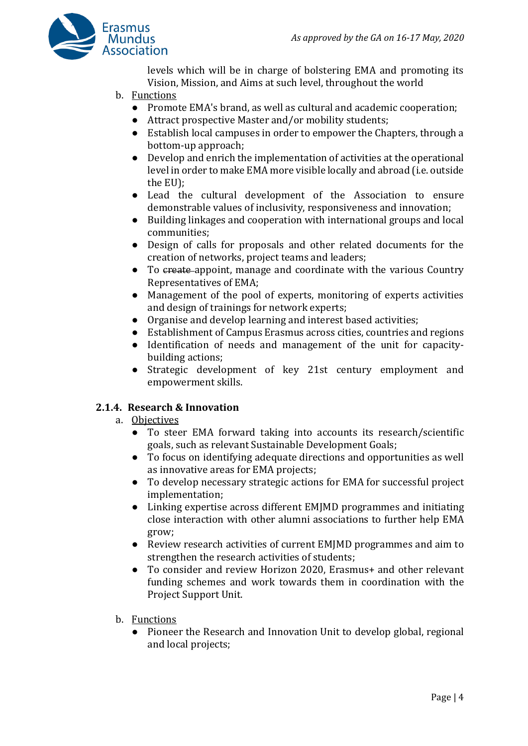levels which will be in charge of bolstering EMA and promoting its Vision, Mission, and Aims at such level, throughout the world

b. Functions
   - Promote EMA's brand, as well as cultural and academic cooperation;
   - Attract prospective Master and/or mobility students;
   - Establish local campuses in order to empower the Chapters, through a bottom-up approach;
   - Develop and enrich the implementation of activities at the operational level in order to make EMA more visible locally and abroad (i.e. outside the EU);
   - Lead the cultural development of the Association to ensure demonstrable values of inclusivity, responsiveness and innovation;
   - Building linkages and cooperation with international groups and local communities;
   - Design of calls for proposals and other related documents for the creation of networks, project teams and leaders;
   - To ~~create~~ appoint, manage and coordinate with the various Country Representatives of EMA;
   - Management of the pool of experts, monitoring of experts activities and design of trainings for network experts;
   - Organise and develop learning and interest based activities;
   - Establishment of Campus Erasmus across cities, countries and regions
   - Identification of needs and management of the unit for capacity-building actions;
   - Strategic development of key 21st century employment and empowerment skills.

### 2.1.4. Research & Innovation

a. Objectives
   - To steer EMA forward taking into accounts its research/scientific goals, such as relevant Sustainable Development Goals;
   - To focus on identifying adequate directions and opportunities as well as innovative areas for EMA projects;
   - To develop necessary strategic actions for EMA for successful project implementation;
   - Linking expertise across different EMJMD programmes and initiating close interaction with other alumni associations to further help EMA grow;
   - Review research activities of current EMJMD programmes and aim to strengthen the research activities of students;
   - To consider and review Horizon 2020, Erasmus+ and other relevant funding schemes and work towards them in coordination with the Project Support Unit.

b. Functions
   - Pioneer the Research and Innovation Unit to develop global, regional and local projects;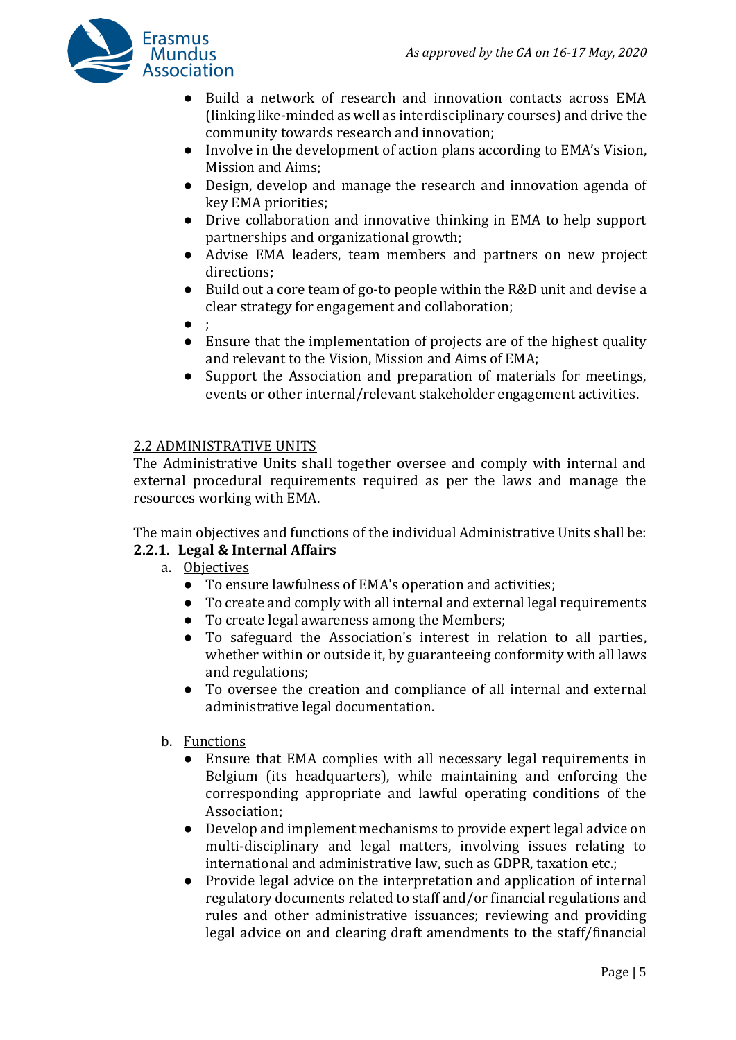- Build a network of research and innovation contacts across EMA (linking like-minded as well as interdisciplinary courses) and drive the community towards research and innovation;
- Involve in the development of action plans according to EMA's Vision, Mission and Aims;
- Design, develop and manage the research and innovation agenda of key EMA priorities;
- Drive collaboration and innovative thinking in EMA to help support partnerships and organizational growth;
- Advise EMA leaders, team members and partners on new project directions;
- Build out a core team of go-to people within the R&D unit and devise a clear strategy for engagement and collaboration;
- ;
- Ensure that the implementation of projects are of the highest quality and relevant to the Vision, Mission and Aims of EMA;
- Support the Association and preparation of materials for meetings, events or other internal/relevant stakeholder engagement activities.

<u>2.2 ADMINISTRATIVE UNITS</u>

The Administrative Units shall together oversee and comply with internal and external procedural requirements required as per the laws and manage the resources working with EMA.

The main objectives and functions of the individual Administrative Units shall be:

**2.2.1. Legal & Internal Affairs**

a. <u>Objectives</u>
- To ensure lawfulness of EMA's operation and activities;
- To create and comply with all internal and external legal requirements
- To create legal awareness among the Members;
- To safeguard the Association's interest in relation to all parties, whether within or outside it, by guaranteeing conformity with all laws and regulations;
- To oversee the creation and compliance of all internal and external administrative legal documentation.

b. <u>Functions</u>
- Ensure that EMA complies with all necessary legal requirements in Belgium (its headquarters), while maintaining and enforcing the corresponding appropriate and lawful operating conditions of the Association;
- Develop and implement mechanisms to provide expert legal advice on multi-disciplinary and legal matters, involving issues relating to international and administrative law, such as GDPR, taxation etc.;
- Provide legal advice on the interpretation and application of internal regulatory documents related to staff and/or financial regulations and rules and other administrative issuances; reviewing and providing legal advice on and clearing draft amendments to the staff/financial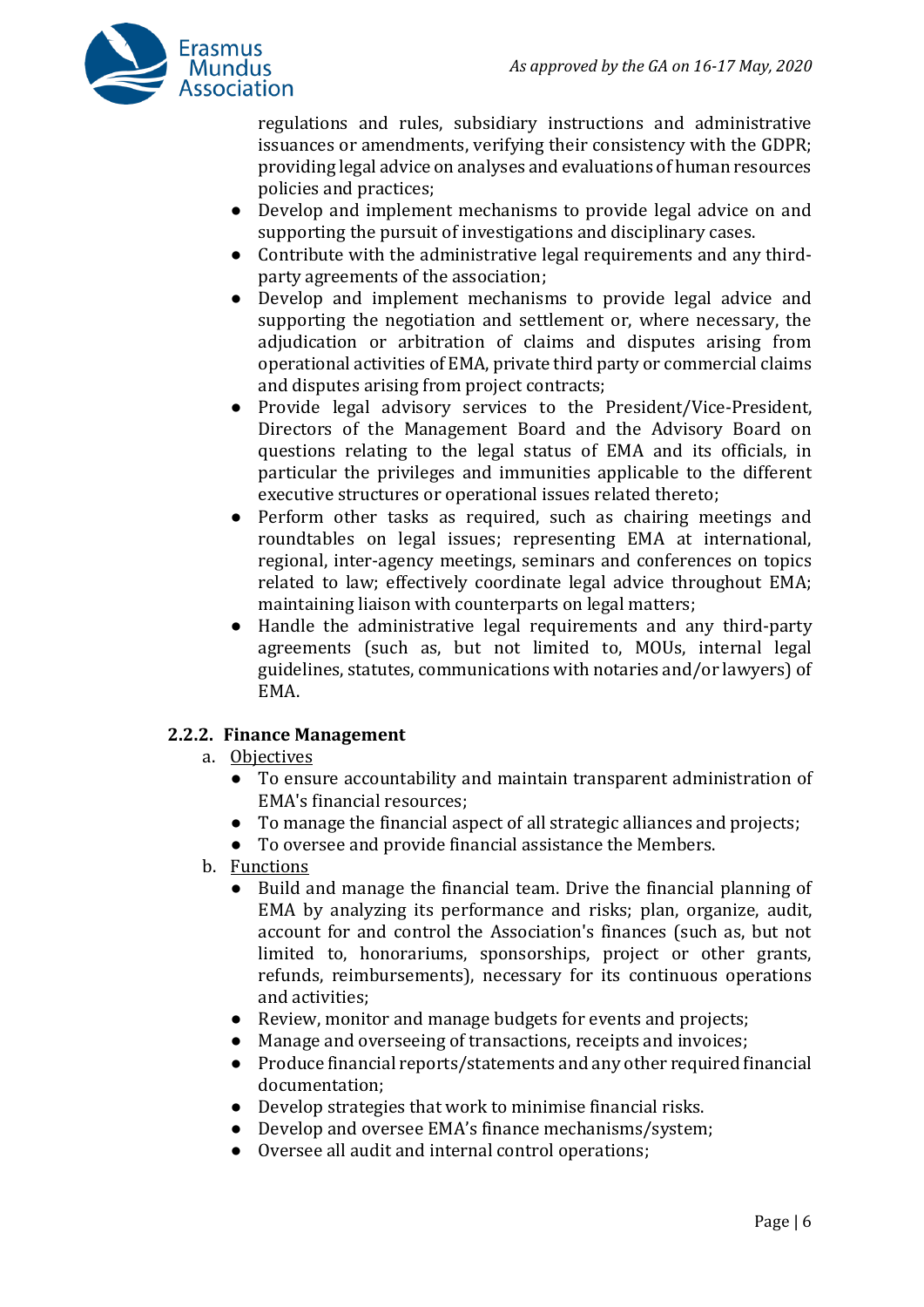regulations and rules, subsidiary instructions and administrative issuances or amendments, verifying their consistency with the GDPR; providing legal advice on analyses and evaluations of human resources policies and practices;

- Develop and implement mechanisms to provide legal advice on and supporting the pursuit of investigations and disciplinary cases.
- Contribute with the administrative legal requirements and any third-party agreements of the association;
- Develop and implement mechanisms to provide legal advice and supporting the negotiation and settlement or, where necessary, the adjudication or arbitration of claims and disputes arising from operational activities of EMA, private third party or commercial claims and disputes arising from project contracts;
- Provide legal advisory services to the President/Vice-President, Directors of the Management Board and the Advisory Board on questions relating to the legal status of EMA and its officials, in particular the privileges and immunities applicable to the different executive structures or operational issues related thereto;
- Perform other tasks as required, such as chairing meetings and roundtables on legal issues; representing EMA at international, regional, inter-agency meetings, seminars and conferences on topics related to law; effectively coordinate legal advice throughout EMA; maintaining liaison with counterparts on legal matters;
- Handle the administrative legal requirements and any third-party agreements (such as, but not limited to, MOUs, internal legal guidelines, statutes, communications with notaries and/or lawyers) of EMA.

### 2.2.2. Finance Management

a. Objectives

- To ensure accountability and maintain transparent administration of EMA's financial resources;
- To manage the financial aspect of all strategic alliances and projects;
- To oversee and provide financial assistance the Members.

b. Functions

- Build and manage the financial team. Drive the financial planning of EMA by analyzing its performance and risks; plan, organize, audit, account for and control the Association's finances (such as, but not limited to, honorariums, sponsorships, project or other grants, refunds, reimbursements), necessary for its continuous operations and activities;
- Review, monitor and manage budgets for events and projects;
- Manage and overseeing of transactions, receipts and invoices;
- Produce financial reports/statements and any other required financial documentation;
- Develop strategies that work to minimise financial risks.
- Develop and oversee EMA's finance mechanisms/system;
- Oversee all audit and internal control operations;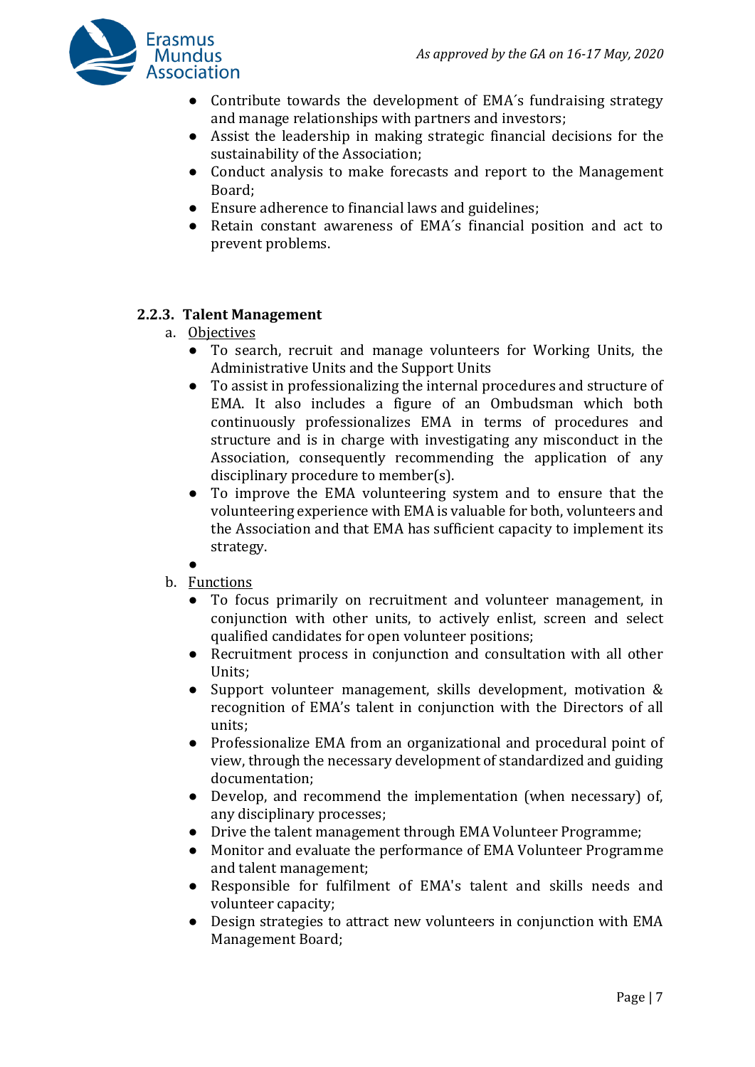- Contribute towards the development of EMA´s fundraising strategy and manage relationships with partners and investors;
- Assist the leadership in making strategic financial decisions for the sustainability of the Association;
- Conduct analysis to make forecasts and report to the Management Board;
- Ensure adherence to financial laws and guidelines;
- Retain constant awareness of EMA´s financial position and act to prevent problems.

### 2.2.3. Talent Management

a. Objectives

- To search, recruit and manage volunteers for Working Units, the Administrative Units and the Support Units
- To assist in professionalizing the internal procedures and structure of EMA. It also includes a figure of an Ombudsman which both continuously professionalizes EMA in terms of procedures and structure and is in charge with investigating any misconduct in the Association, consequently recommending the application of any disciplinary procedure to member(s).
- To improve the EMA volunteering system and to ensure that the volunteering experience with EMA is valuable for both, volunteers and the Association and that EMA has sufficient capacity to implement its strategy.
-

b. Functions

- To focus primarily on recruitment and volunteer management, in conjunction with other units, to actively enlist, screen and select qualified candidates for open volunteer positions;
- Recruitment process in conjunction and consultation with all other Units;
- Support volunteer management, skills development, motivation & recognition of EMA's talent in conjunction with the Directors of all units;
- Professionalize EMA from an organizational and procedural point of view, through the necessary development of standardized and guiding documentation;
- Develop, and recommend the implementation (when necessary) of, any disciplinary processes;
- Drive the talent management through EMA Volunteer Programme;
- Monitor and evaluate the performance of EMA Volunteer Programme and talent management;
- Responsible for fulfilment of EMA's talent and skills needs and volunteer capacity;
- Design strategies to attract new volunteers in conjunction with EMA Management Board;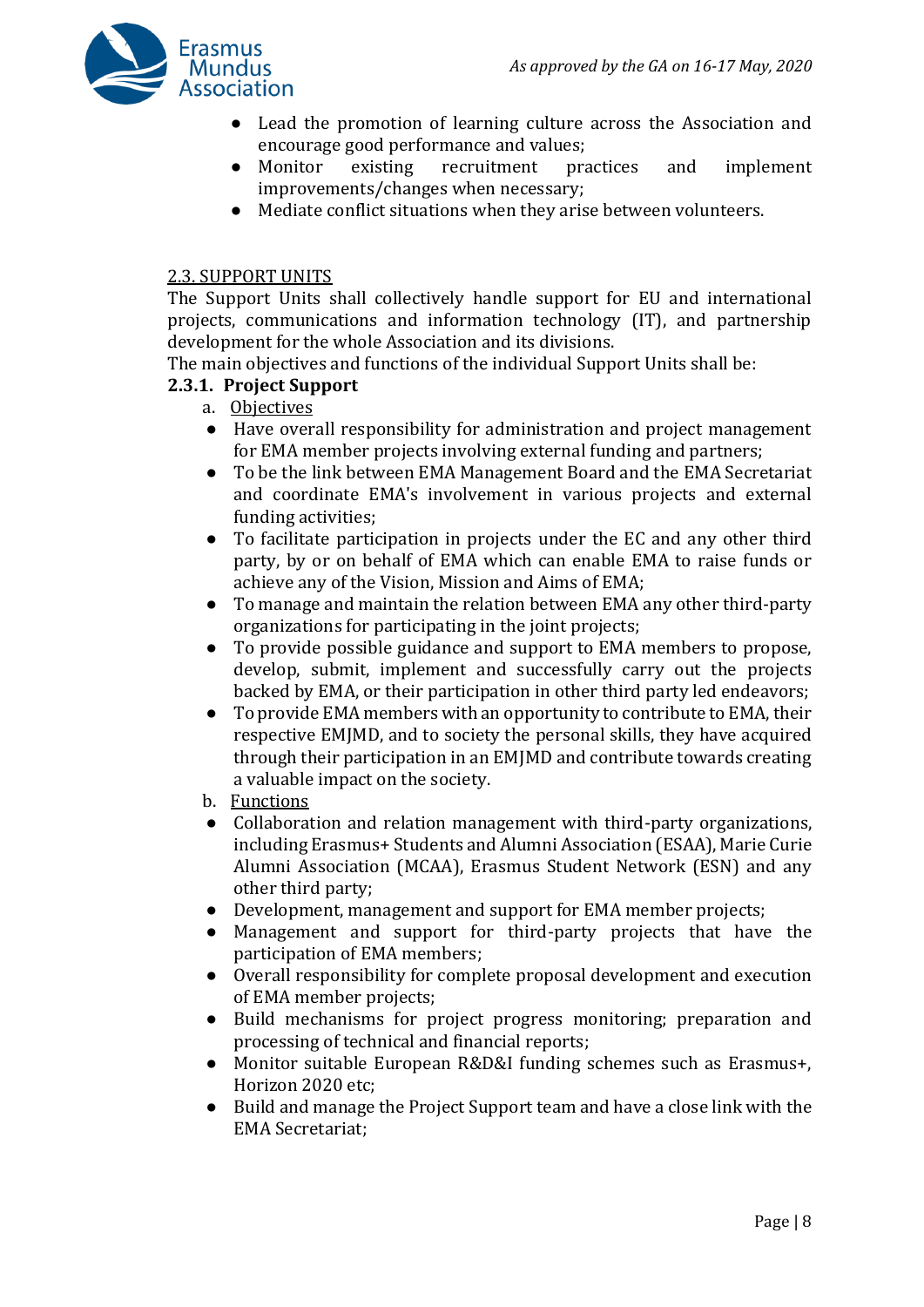- Lead the promotion of learning culture across the Association and encourage good performance and values;
- Monitor existing recruitment practices and implement improvements/changes when necessary;
- Mediate conflict situations when they arise between volunteers.

2.3. SUPPORT UNITS

The Support Units shall collectively handle support for EU and international projects, communications and information technology (IT), and partnership development for the whole Association and its divisions.

The main objectives and functions of the individual Support Units shall be:

**2.3.1. Project Support**

a. Objectives

- Have overall responsibility for administration and project management for EMA member projects involving external funding and partners;
- To be the link between EMA Management Board and the EMA Secretariat and coordinate EMA's involvement in various projects and external funding activities;
- To facilitate participation in projects under the EC and any other third party, by or on behalf of EMA which can enable EMA to raise funds or achieve any of the Vision, Mission and Aims of EMA;
- To manage and maintain the relation between EMA any other third-party organizations for participating in the joint projects;
- To provide possible guidance and support to EMA members to propose, develop, submit, implement and successfully carry out the projects backed by EMA, or their participation in other third party led endeavors;
- To provide EMA members with an opportunity to contribute to EMA, their respective EMJMD, and to society the personal skills, they have acquired through their participation in an EMJMD and contribute towards creating a valuable impact on the society.

b. Functions

- Collaboration and relation management with third-party organizations, including Erasmus+ Students and Alumni Association (ESAA), Marie Curie Alumni Association (MCAA), Erasmus Student Network (ESN) and any other third party;
- Development, management and support for EMA member projects;
- Management and support for third-party projects that have the participation of EMA members;
- Overall responsibility for complete proposal development and execution of EMA member projects;
- Build mechanisms for project progress monitoring; preparation and processing of technical and financial reports;
- Monitor suitable European R&D&I funding schemes such as Erasmus+, Horizon 2020 etc;
- Build and manage the Project Support team and have a close link with the EMA Secretariat;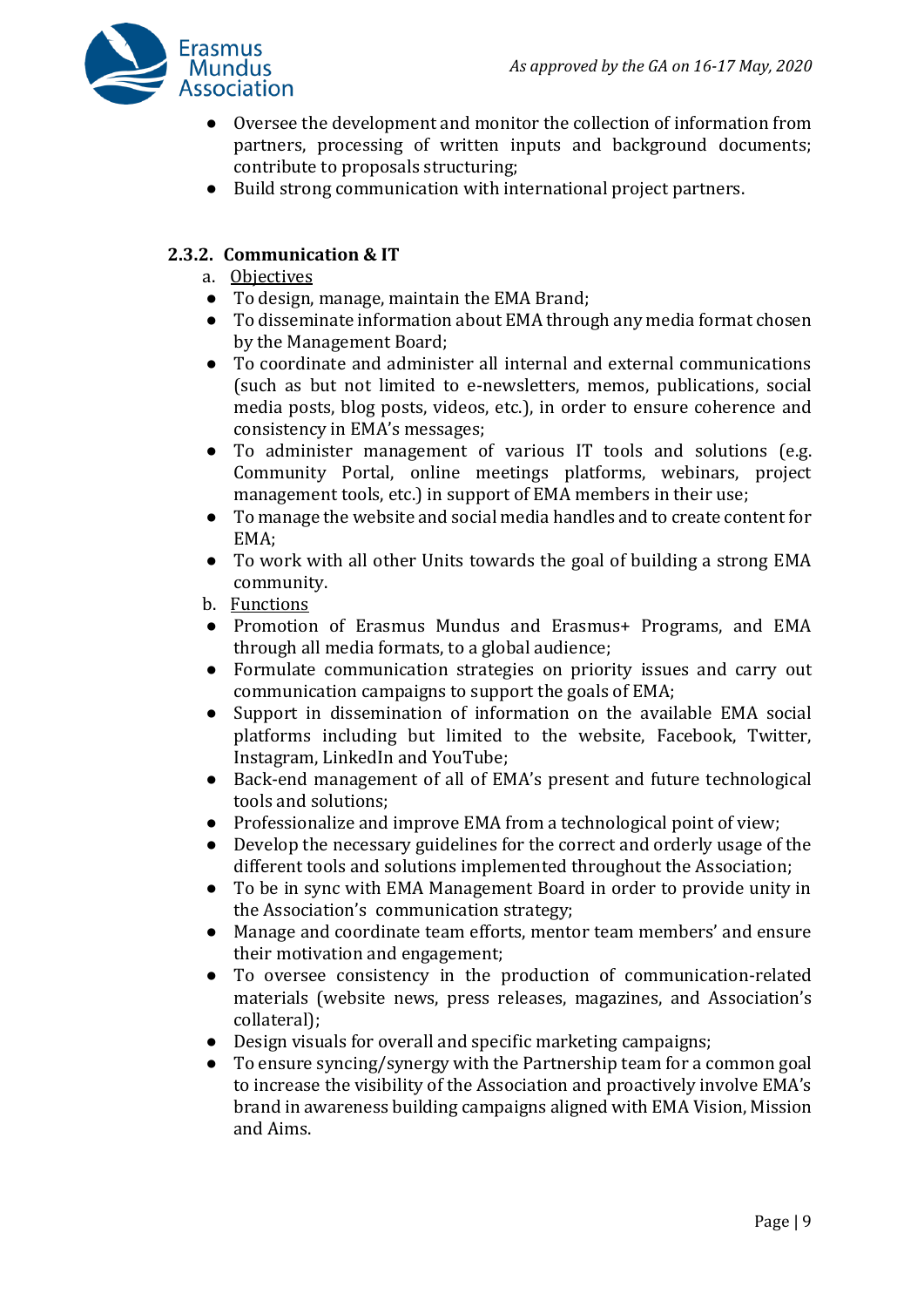- Oversee the development and monitor the collection of information from partners, processing of written inputs and background documents; contribute to proposals structuring;
- Build strong communication with international project partners.

### 2.3.2. Communication & IT

a. Objectives

- To design, manage, maintain the EMA Brand;
- To disseminate information about EMA through any media format chosen by the Management Board;
- To coordinate and administer all internal and external communications (such as but not limited to e-newsletters, memos, publications, social media posts, blog posts, videos, etc.), in order to ensure coherence and consistency in EMA's messages;
- To administer management of various IT tools and solutions (e.g. Community Portal, online meetings platforms, webinars, project management tools, etc.) in support of EMA members in their use;
- To manage the website and social media handles and to create content for EMA;
- To work with all other Units towards the goal of building a strong EMA community.

b. Functions

- Promotion of Erasmus Mundus and Erasmus+ Programs, and EMA through all media formats, to a global audience;
- Formulate communication strategies on priority issues and carry out communication campaigns to support the goals of EMA;
- Support in dissemination of information on the available EMA social platforms including but limited to the website, Facebook, Twitter, Instagram, LinkedIn and YouTube;
- Back-end management of all of EMA's present and future technological tools and solutions;
- Professionalize and improve EMA from a technological point of view;
- Develop the necessary guidelines for the correct and orderly usage of the different tools and solutions implemented throughout the Association;
- To be in sync with EMA Management Board in order to provide unity in the Association's communication strategy;
- Manage and coordinate team efforts, mentor team members' and ensure their motivation and engagement;
- To oversee consistency in the production of communication-related materials (website news, press releases, magazines, and Association's collateral);
- Design visuals for overall and specific marketing campaigns;
- To ensure syncing/synergy with the Partnership team for a common goal to increase the visibility of the Association and proactively involve EMA's brand in awareness building campaigns aligned with EMA Vision, Mission and Aims.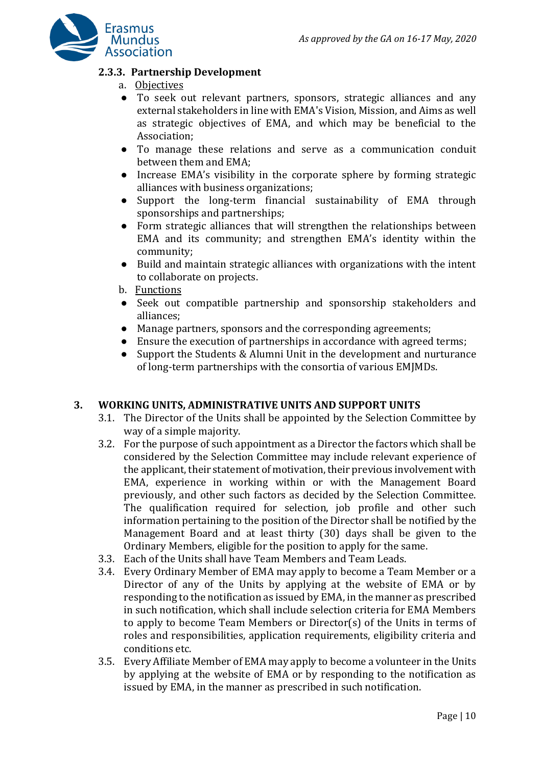#### 2.3.3. Partnership Development

a. <u>Objectives</u>

- To seek out relevant partners, sponsors, strategic alliances and any external stakeholders in line with EMA's Vision, Mission, and Aims as well as strategic objectives of EMA, and which may be beneficial to the Association;
- To manage these relations and serve as a communication conduit between them and EMA;
- Increase EMA's visibility in the corporate sphere by forming strategic alliances with business organizations;
- Support the long-term financial sustainability of EMA through sponsorships and partnerships;
- Form strategic alliances that will strengthen the relationships between EMA and its community; and strengthen EMA's identity within the community;
- Build and maintain strategic alliances with organizations with the intent to collaborate on projects.

b. <u>Functions</u>

- Seek out compatible partnership and sponsorship stakeholders and alliances;
- Manage partners, sponsors and the corresponding agreements;
- Ensure the execution of partnerships in accordance with agreed terms;
- Support the Students & Alumni Unit in the development and nurturance of long-term partnerships with the consortia of various EMJMDs.

## 3. WORKING UNITS, ADMINISTRATIVE UNITS AND SUPPORT UNITS

3.1. The Director of the Units shall be appointed by the Selection Committee by way of a simple majority.

3.2. For the purpose of such appointment as a Director the factors which shall be considered by the Selection Committee may include relevant experience of the applicant, their statement of motivation, their previous involvement with EMA, experience in working within or with the Management Board previously, and other such factors as decided by the Selection Committee. The qualification required for selection, job profile and other such information pertaining to the position of the Director shall be notified by the Management Board and at least thirty (30) days shall be given to the Ordinary Members, eligible for the position to apply for the same.

3.3. Each of the Units shall have Team Members and Team Leads.

3.4. Every Ordinary Member of EMA may apply to become a Team Member or a Director of any of the Units by applying at the website of EMA or by responding to the notification as issued by EMA, in the manner as prescribed in such notification, which shall include selection criteria for EMA Members to apply to become Team Members or Director(s) of the Units in terms of roles and responsibilities, application requirements, eligibility criteria and conditions etc.

3.5. Every Affiliate Member of EMA may apply to become a volunteer in the Units by applying at the website of EMA or by responding to the notification as issued by EMA, in the manner as prescribed in such notification.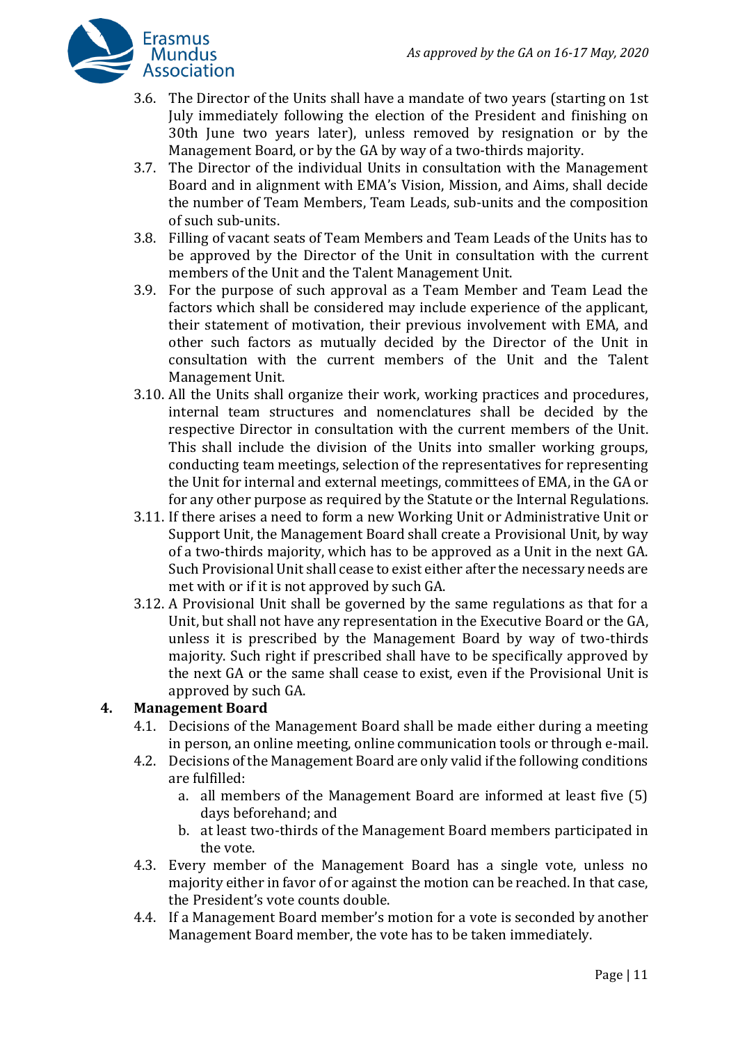3.6. The Director of the Units shall have a mandate of two years (starting on 1st July immediately following the election of the President and finishing on 30th June two years later), unless removed by resignation or by the Management Board, or by the GA by way of a two-thirds majority.

3.7. The Director of the individual Units in consultation with the Management Board and in alignment with EMA's Vision, Mission, and Aims, shall decide the number of Team Members, Team Leads, sub-units and the composition of such sub-units.

3.8. Filling of vacant seats of Team Members and Team Leads of the Units has to be approved by the Director of the Unit in consultation with the current members of the Unit and the Talent Management Unit.

3.9. For the purpose of such approval as a Team Member and Team Lead the factors which shall be considered may include experience of the applicant, their statement of motivation, their previous involvement with EMA, and other such factors as mutually decided by the Director of the Unit in consultation with the current members of the Unit and the Talent Management Unit.

3.10. All the Units shall organize their work, working practices and procedures, internal team structures and nomenclatures shall be decided by the respective Director in consultation with the current members of the Unit. This shall include the division of the Units into smaller working groups, conducting team meetings, selection of the representatives for representing the Unit for internal and external meetings, committees of EMA, in the GA or for any other purpose as required by the Statute or the Internal Regulations.

3.11. If there arises a need to form a new Working Unit or Administrative Unit or Support Unit, the Management Board shall create a Provisional Unit, by way of a two-thirds majority, which has to be approved as a Unit in the next GA. Such Provisional Unit shall cease to exist either after the necessary needs are met with or if it is not approved by such GA.

3.12. A Provisional Unit shall be governed by the same regulations as that for a Unit, but shall not have any representation in the Executive Board or the GA, unless it is prescribed by the Management Board by way of two-thirds majority. Such right if prescribed shall have to be specifically approved by the next GA or the same shall cease to exist, even if the Provisional Unit is approved by such GA.

## 4. Management Board

4.1. Decisions of the Management Board shall be made either during a meeting in person, an online meeting, online communication tools or through e-mail.

4.2. Decisions of the Management Board are only valid if the following conditions are fulfilled:

   a. all members of the Management Board are informed at least five (5) days beforehand; and
   
   b. at least two-thirds of the Management Board members participated in the vote.

4.3. Every member of the Management Board has a single vote, unless no majority either in favor of or against the motion can be reached. In that case, the President's vote counts double.

4.4. If a Management Board member's motion for a vote is seconded by another Management Board member, the vote has to be taken immediately.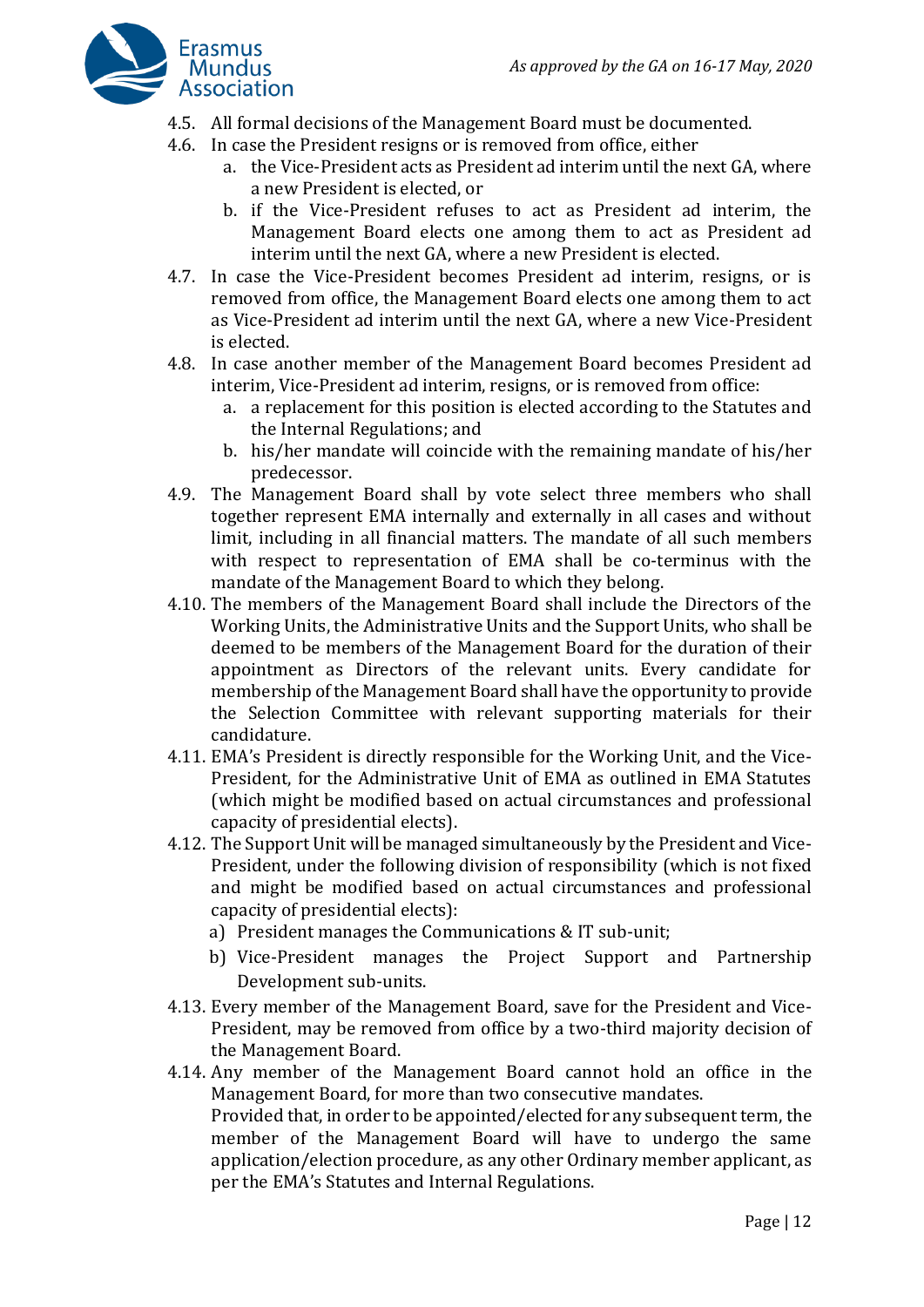4.5. All formal decisions of the Management Board must be documented.

4.6. In case the President resigns or is removed from office, either

   a. the Vice-President acts as President ad interim until the next GA, where a new President is elected, or
   b. if the Vice-President refuses to act as President ad interim, the Management Board elects one among them to act as President ad interim until the next GA, where a new President is elected.

4.7. In case the Vice-President becomes President ad interim, resigns, or is removed from office, the Management Board elects one among them to act as Vice-President ad interim until the next GA, where a new Vice-President is elected.

4.8. In case another member of the Management Board becomes President ad interim, Vice-President ad interim, resigns, or is removed from office:

   a. a replacement for this position is elected according to the Statutes and the Internal Regulations; and
   b. his/her mandate will coincide with the remaining mandate of his/her predecessor.

4.9. The Management Board shall by vote select three members who shall together represent EMA internally and externally in all cases and without limit, including in all financial matters. The mandate of all such members with respect to representation of EMA shall be co-terminus with the mandate of the Management Board to which they belong.

4.10. The members of the Management Board shall include the Directors of the Working Units, the Administrative Units and the Support Units, who shall be deemed to be members of the Management Board for the duration of their appointment as Directors of the relevant units. Every candidate for membership of the Management Board shall have the opportunity to provide the Selection Committee with relevant supporting materials for their candidature.

4.11. EMA's President is directly responsible for the Working Unit, and the Vice-President, for the Administrative Unit of EMA as outlined in EMA Statutes (which might be modified based on actual circumstances and professional capacity of presidential elects).

4.12. The Support Unit will be managed simultaneously by the President and Vice-President, under the following division of responsibility (which is not fixed and might be modified based on actual circumstances and professional capacity of presidential elects):

   a) President manages the Communications & IT sub-unit;
   b) Vice-President manages the Project Support and Partnership Development sub-units.

4.13. Every member of the Management Board, save for the President and Vice-President, may be removed from office by a two-third majority decision of the Management Board.

4.14. Any member of the Management Board cannot hold an office in the Management Board, for more than two consecutive mandates.
Provided that, in order to be appointed/elected for any subsequent term, the member of the Management Board will have to undergo the same application/election procedure, as any other Ordinary member applicant, as per the EMA's Statutes and Internal Regulations.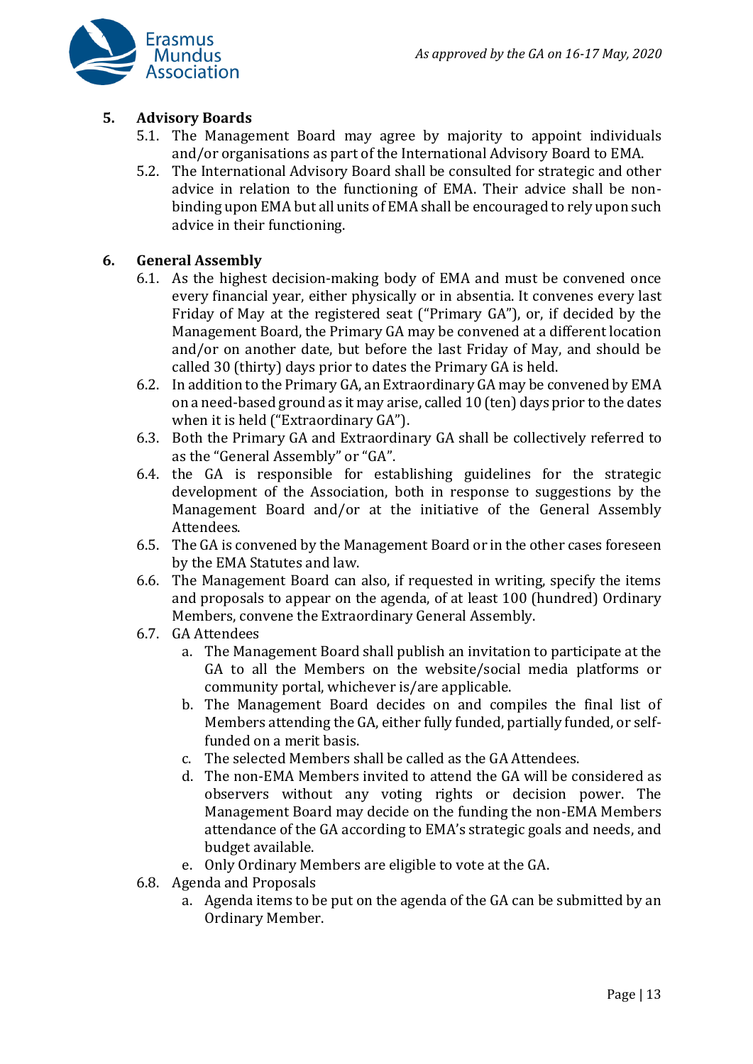## 5. Advisory Boards

5.1. The Management Board may agree by majority to appoint individuals and/or organisations as part of the International Advisory Board to EMA.

5.2. The International Advisory Board shall be consulted for strategic and other advice in relation to the functioning of EMA. Their advice shall be non-binding upon EMA but all units of EMA shall be encouraged to rely upon such advice in their functioning.

## 6. General Assembly

6.1. As the highest decision-making body of EMA and must be convened once every financial year, either physically or in absentia. It convenes every last Friday of May at the registered seat ("Primary GA"), or, if decided by the Management Board, the Primary GA may be convened at a different location and/or on another date, but before the last Friday of May, and should be called 30 (thirty) days prior to dates the Primary GA is held.

6.2. In addition to the Primary GA, an Extraordinary GA may be convened by EMA on a need-based ground as it may arise, called 10 (ten) days prior to the dates when it is held ("Extraordinary GA").

6.3. Both the Primary GA and Extraordinary GA shall be collectively referred to as the "General Assembly" or "GA".

6.4. the GA is responsible for establishing guidelines for the strategic development of the Association, both in response to suggestions by the Management Board and/or at the initiative of the General Assembly Attendees.

6.5. The GA is convened by the Management Board or in the other cases foreseen by the EMA Statutes and law.

6.6. The Management Board can also, if requested in writing, specify the items and proposals to appear on the agenda, of at least 100 (hundred) Ordinary Members, convene the Extraordinary General Assembly.

6.7. GA Attendees

a. The Management Board shall publish an invitation to participate at the GA to all the Members on the website/social media platforms or community portal, whichever is/are applicable.

b. The Management Board decides on and compiles the final list of Members attending the GA, either fully funded, partially funded, or self-funded on a merit basis.

c. The selected Members shall be called as the GA Attendees.

d. The non-EMA Members invited to attend the GA will be considered as observers without any voting rights or decision power. The Management Board may decide on the funding the non-EMA Members attendance of the GA according to EMA's strategic goals and needs, and budget available.

e. Only Ordinary Members are eligible to vote at the GA.

6.8. Agenda and Proposals

a. Agenda items to be put on the agenda of the GA can be submitted by an Ordinary Member.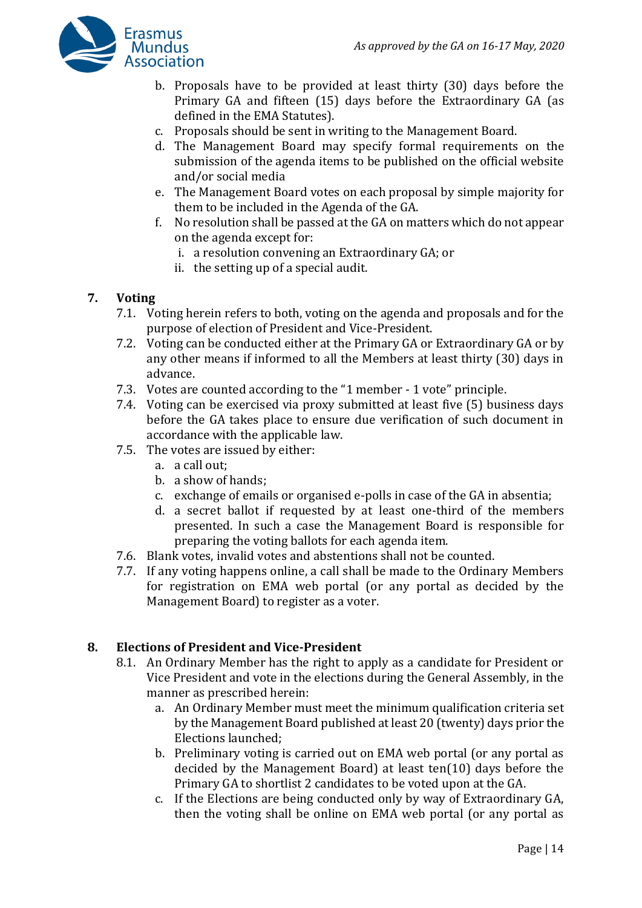b. Proposals have to be provided at least thirty (30) days before the Primary GA and fifteen (15) days before the Extraordinary GA (as defined in the EMA Statutes).
c. Proposals should be sent in writing to the Management Board.
d. The Management Board may specify formal requirements on the submission of the agenda items to be published on the official website and/or social media
e. The Management Board votes on each proposal by simple majority for them to be included in the Agenda of the GA.
f. No resolution shall be passed at the GA on matters which do not appear on the agenda except for:
   i. a resolution convening an Extraordinary GA; or
   ii. the setting up of a special audit.

## 7. Voting

7.1. Voting herein refers to both, voting on the agenda and proposals and for the purpose of election of President and Vice-President.

7.2. Voting can be conducted either at the Primary GA or Extraordinary GA or by any other means if informed to all the Members at least thirty (30) days in advance.

7.3. Votes are counted according to the "1 member - 1 vote" principle.

7.4. Voting can be exercised via proxy submitted at least five (5) business days before the GA takes place to ensure due verification of such document in accordance with the applicable law.

7.5. The votes are issued by either:
   a. a call out;
   b. a show of hands;
   c. exchange of emails or organised e-polls in case of the GA in absentia;
   d. a secret ballot if requested by at least one-third of the members presented. In such a case the Management Board is responsible for preparing the voting ballots for each agenda item.

7.6. Blank votes, invalid votes and abstentions shall not be counted.

7.7. If any voting happens online, a call shall be made to the Ordinary Members for registration on EMA web portal (or any portal as decided by the Management Board) to register as a voter.

## 8. Elections of President and Vice-President

8.1. An Ordinary Member has the right to apply as a candidate for President or Vice President and vote in the elections during the General Assembly, in the manner as prescribed herein:
   a. An Ordinary Member must meet the minimum qualification criteria set by the Management Board published at least 20 (twenty) days prior the Elections launched;
   b. Preliminary voting is carried out on EMA web portal (or any portal as decided by the Management Board) at least ten(10) days before the Primary GA to shortlist 2 candidates to be voted upon at the GA.
   c. If the Elections are being conducted only by way of Extraordinary GA, then the voting shall be online on EMA web portal (or any portal as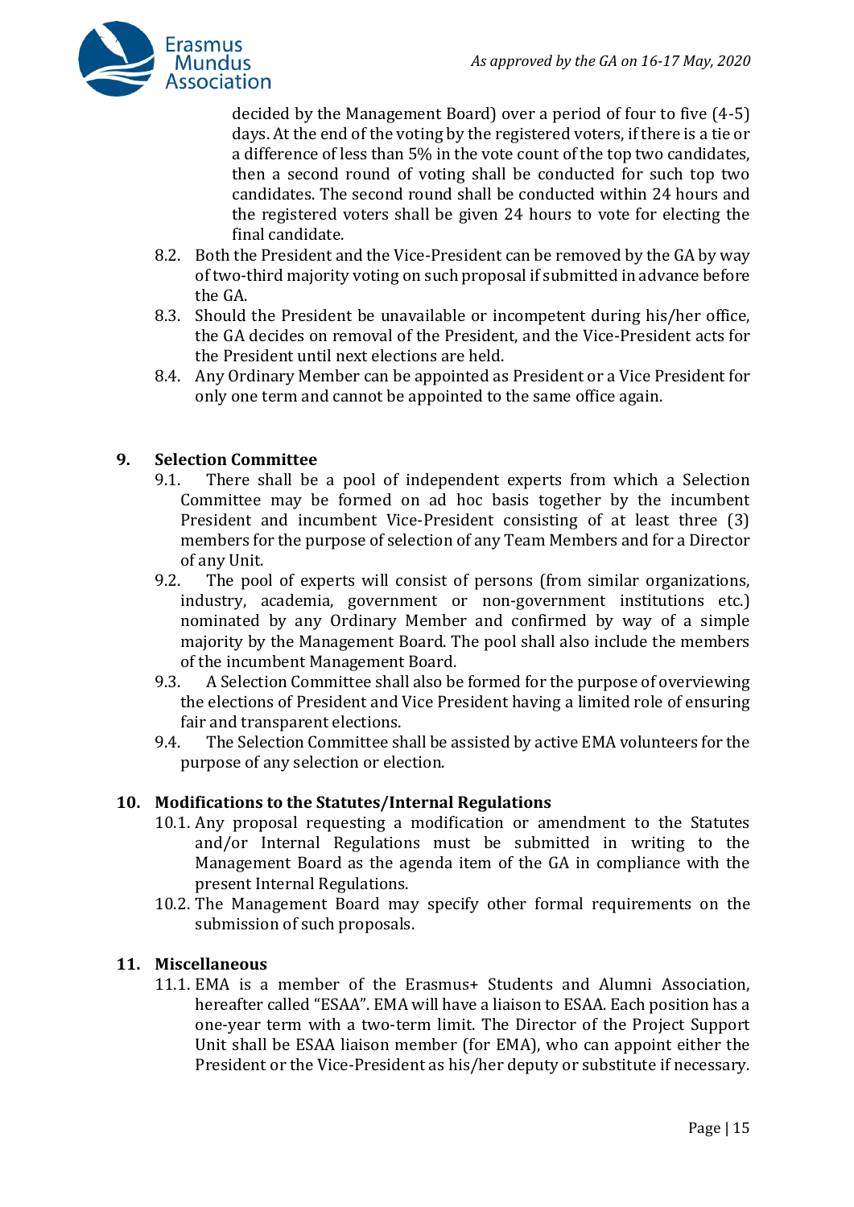decided by the Management Board) over a period of four to five (4-5) days. At the end of the voting by the registered voters, if there is a tie or a difference of less than 5% in the vote count of the top two candidates, then a second round of voting shall be conducted for such top two candidates. The second round shall be conducted within 24 hours and the registered voters shall be given 24 hours to vote for electing the final candidate.

8.2. Both the President and the Vice-President can be removed by the GA by way of two-third majority voting on such proposal if submitted in advance before the GA.

8.3. Should the President be unavailable or incompetent during his/her office, the GA decides on removal of the President, and the Vice-President acts for the President until next elections are held.

8.4. Any Ordinary Member can be appointed as President or a Vice President for only one term and cannot be appointed to the same office again.

## 9. Selection Committee

9.1. There shall be a pool of independent experts from which a Selection Committee may be formed on ad hoc basis together by the incumbent President and incumbent Vice-President consisting of at least three (3) members for the purpose of selection of any Team Members and for a Director of any Unit.

9.2. The pool of experts will consist of persons (from similar organizations, industry, academia, government or non-government institutions etc.) nominated by any Ordinary Member and confirmed by way of a simple majority by the Management Board. The pool shall also include the members of the incumbent Management Board.

9.3. A Selection Committee shall also be formed for the purpose of overviewing the elections of President and Vice President having a limited role of ensuring fair and transparent elections.

9.4. The Selection Committee shall be assisted by active EMA volunteers for the purpose of any selection or election.

## 10. Modifications to the Statutes/Internal Regulations

10.1. Any proposal requesting a modification or amendment to the Statutes and/or Internal Regulations must be submitted in writing to the Management Board as the agenda item of the GA in compliance with the present Internal Regulations.

10.2. The Management Board may specify other formal requirements on the submission of such proposals.

## 11. Miscellaneous

11.1. EMA is a member of the Erasmus+ Students and Alumni Association, hereafter called "ESAA". EMA will have a liaison to ESAA. Each position has a one-year term with a two-term limit. The Director of the Project Support Unit shall be ESAA liaison member (for EMA), who can appoint either the President or the Vice-President as his/her deputy or substitute if necessary.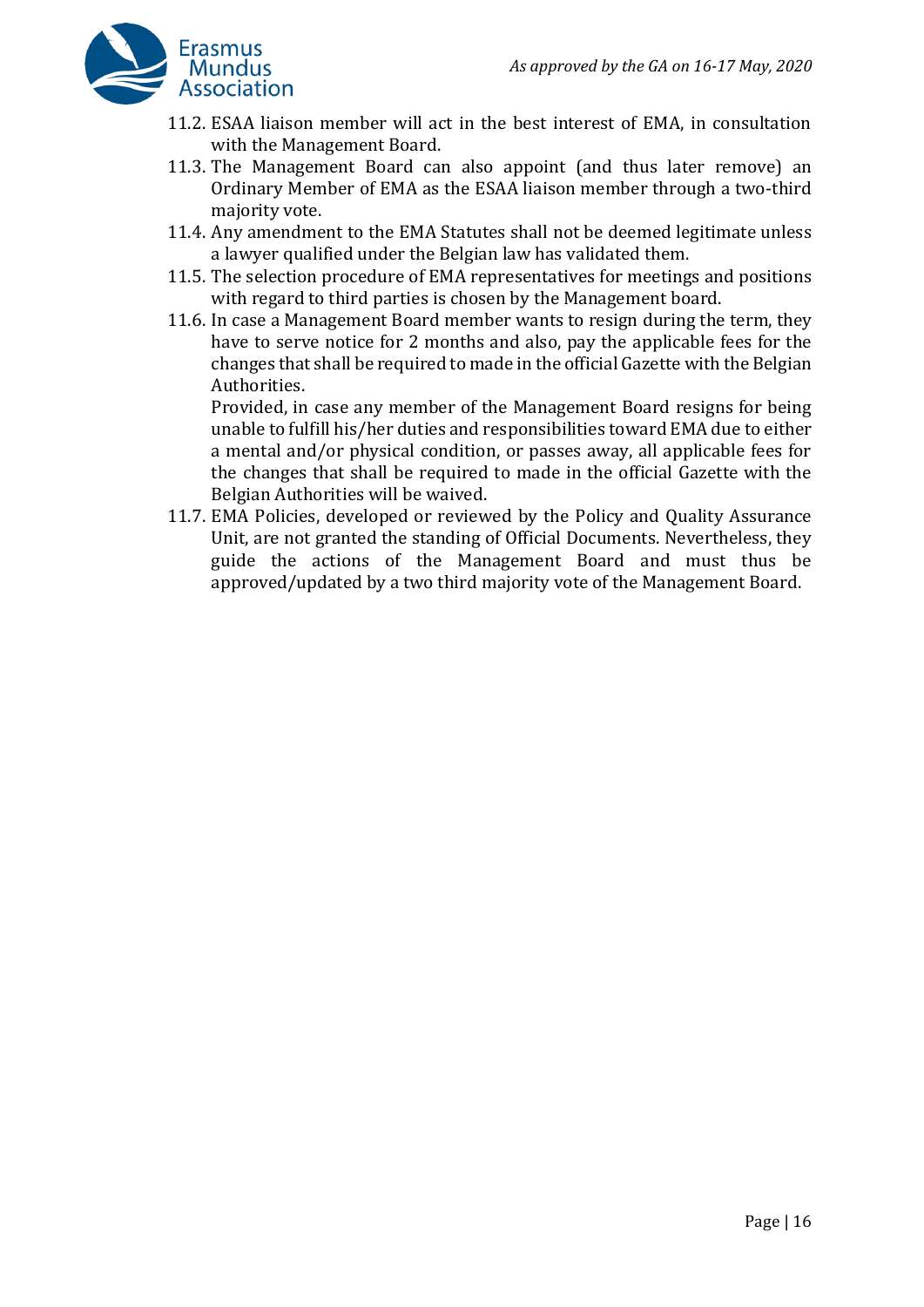11.2. ESAA liaison member will act in the best interest of EMA, in consultation with the Management Board.

11.3. The Management Board can also appoint (and thus later remove) an Ordinary Member of EMA as the ESAA liaison member through a two-third majority vote.

11.4. Any amendment to the EMA Statutes shall not be deemed legitimate unless a lawyer qualified under the Belgian law has validated them.

11.5. The selection procedure of EMA representatives for meetings and positions with regard to third parties is chosen by the Management board.

11.6. In case a Management Board member wants to resign during the term, they have to serve notice for 2 months and also, pay the applicable fees for the changes that shall be required to made in the official Gazette with the Belgian Authorities.

Provided, in case any member of the Management Board resigns for being unable to fulfill his/her duties and responsibilities toward EMA due to either a mental and/or physical condition, or passes away, all applicable fees for the changes that shall be required to made in the official Gazette with the Belgian Authorities will be waived.

11.7. EMA Policies, developed or reviewed by the Policy and Quality Assurance Unit, are not granted the standing of Official Documents. Nevertheless, they guide the actions of the Management Board and must thus be approved/updated by a two third majority vote of the Management Board.